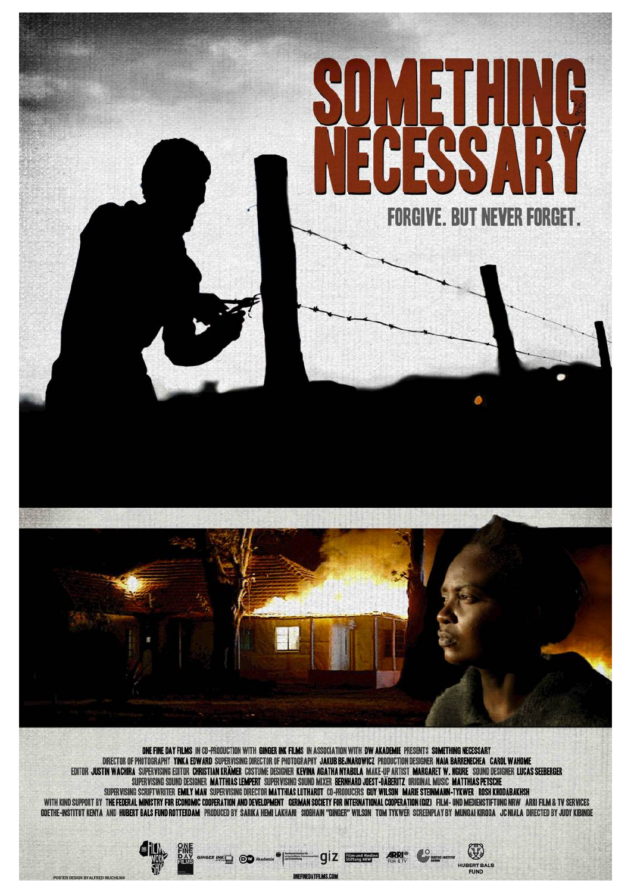# SOMETHING NECESSARY

FORGIVE. BUT NEVER FORGET.

ONE FINE DAY FILMS IN CO-PRODUCTION WITH GINGER INK FILMS IN ASSOCIATION WITH DW AKADEMIE PRESENTS SOMETHING NECESSARY
DIRECTOR OF PHOTOGRAPHY YINKA EDWARD SUPERVISING DIRECTOR OF PHOTOGRAPHY JAKUB BEJNAROWICZ PRODUCTION DESIGNER NAIA BARRENECHEA CAROL WAHOME
EDITOR JUSTIN WACHIRA SUPERVISING EDITOR CHRISTIAN KRÄMER COSTUME DESIGNER KEVINA AGATHA NYABOLA MAKE-UP ARTIST MARGARET W. NGURE SOUND DESIGNER LUCAS SEEBERGER
SUPERVISING SOUND DESIGNER MATTHIAS LEMPERT SUPERVISING SOUND MIXER BERNHARD JOEST-DÄBERITZ ORIGINAL MUSIC MATTHIAS PETSCHE
SUPERVISING SCRIPTWRITER EMILY MAN SUPERVISING DIRECTOR MATTHIAS LUTHARDT CO-PRODUCERS GUY WILSON MARIE STEINMANN-TYKWER ROSH KHODABAKHSH
WITH KIND SUPPORT BY THE FEDERAL MINISTRY FOR ECONOMIC COOPERATION AND DEVELOPMENT GERMAN SOCIETY FOR INTERNATIONAL COOPERATION (GIZ) FILM- UND MEDIENSTIFTUNG NRW ARRI FILM & TV SERVICES
GOETHE-INSTITUT KENYA AND HUBERT BALS FUND ROTTERDAM PRODUCED BY SARIKA HEMI LAKHANI SIOBHAIN "GINGER" WILSON TOM TYKWER SCREENPLAY BY MUNGAI KIROGA JC NIALA DIRECTED BY JUDY KIBINGE

POSTER DESIGN BY ALFRED MUCHILWA

ONEFINEDAYFILMS.COM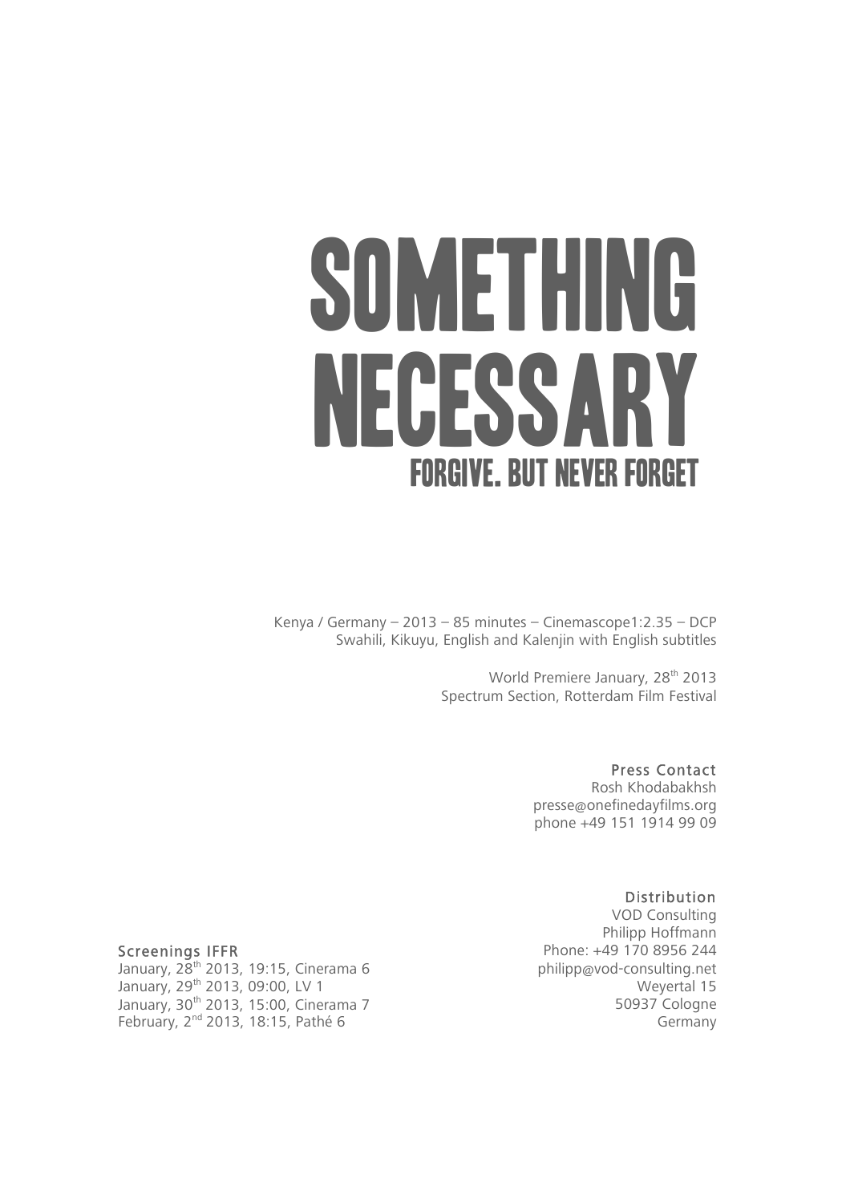# SOMETHING NECESSARY

## FORGIVE. BUT NEVER FORGET

Kenya / Germany – 2013 – 85 minutes – Cinemascope1:2.35 – DCP
Swahili, Kikuyu, English and Kalenjin with English subtitles

World Premiere January, 28th 2013
Spectrum Section, Rotterdam Film Festival

**Press Contact**
Rosh Khodabakhsh
presse@onefinedayfilms.org
phone +49 151 1914 99 09

**Distribution**
VOD Consulting
Philipp Hoffmann
Phone: +49 170 8956 244
philipp@vod-consulting.net
Weyertal 15
50937 Cologne
Germany

**Screenings IFFR**
January, 28th 2013, 19:15, Cinerama 6
January, 29th 2013, 09:00, LV 1
January, 30th 2013, 15:00, Cinerama 7
February, 2nd 2013, 18:15, Pathé 6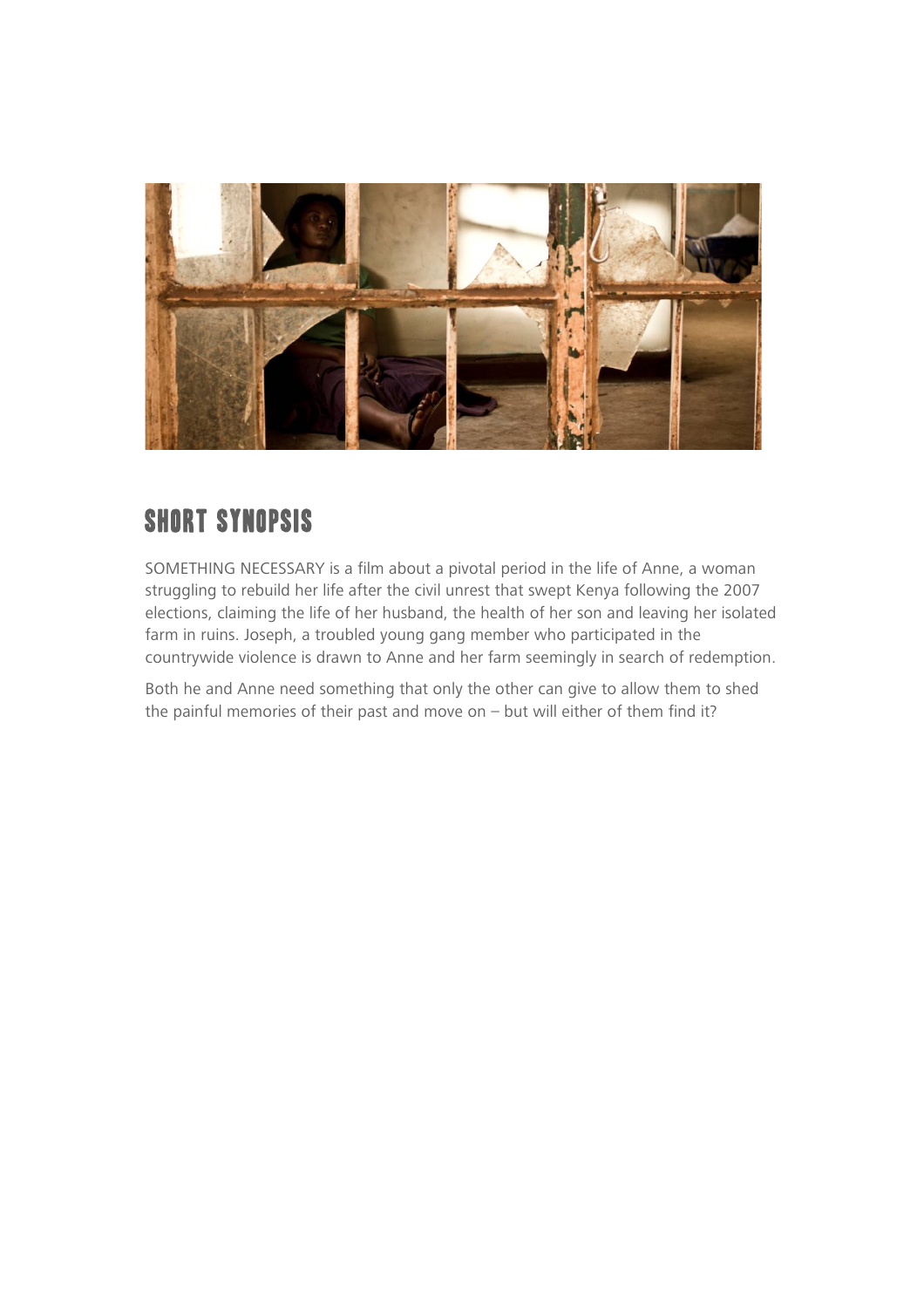## SHORT SYNOPSIS

SOMETHING NECESSARY is a film about a pivotal period in the life of Anne, a woman struggling to rebuild her life after the civil unrest that swept Kenya following the 2007 elections, claiming the life of her husband, the health of her son and leaving her isolated farm in ruins. Joseph, a troubled young gang member who participated in the countrywide violence is drawn to Anne and her farm seemingly in search of redemption.

Both he and Anne need something that only the other can give to allow them to shed the painful memories of their past and move on – but will either of them find it?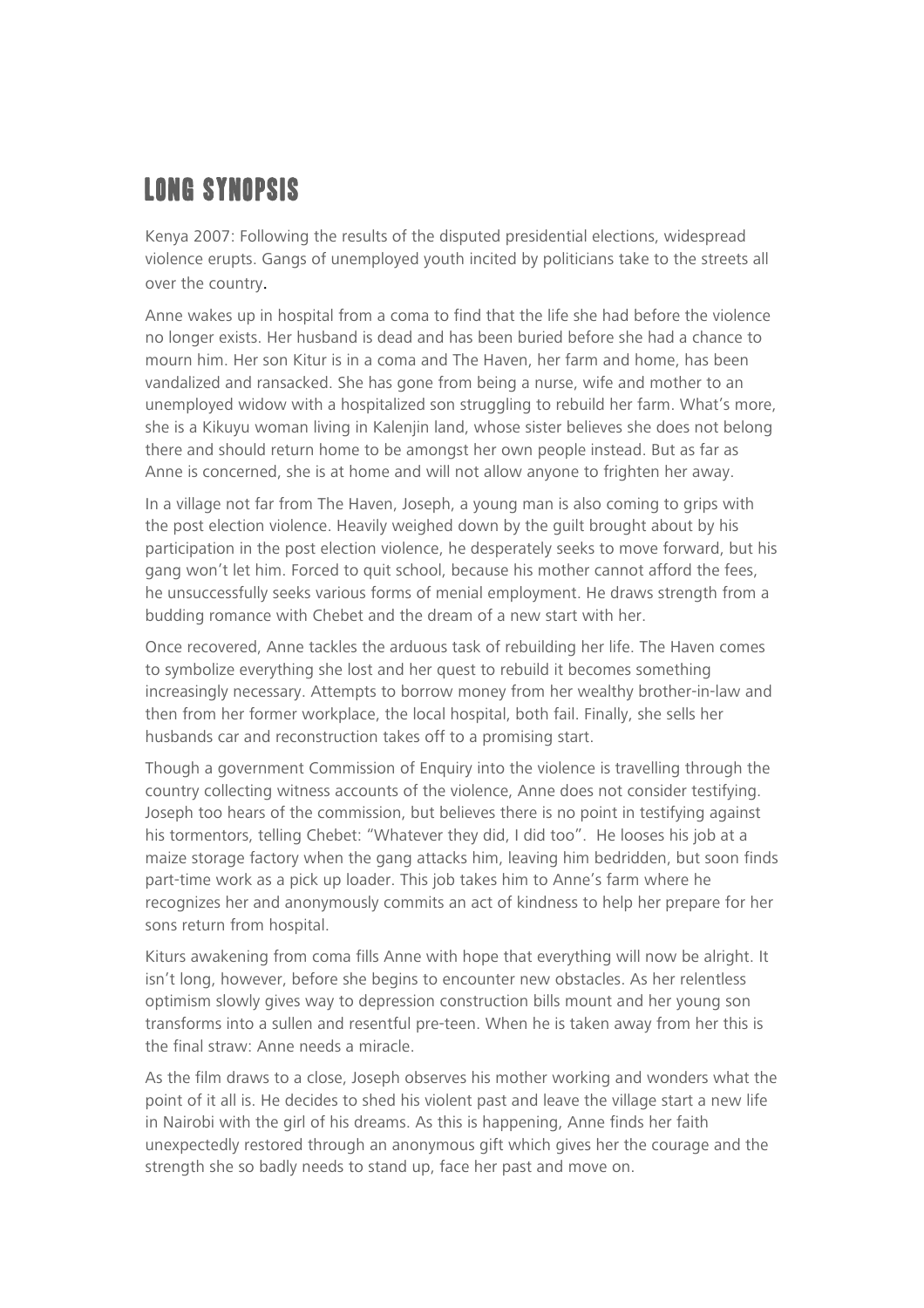# LONG SYNOPSIS

Kenya 2007: Following the results of the disputed presidential elections, widespread violence erupts. Gangs of unemployed youth incited by politicians take to the streets all over the country.

Anne wakes up in hospital from a coma to find that the life she had before the violence no longer exists. Her husband is dead and has been buried before she had a chance to mourn him. Her son Kitur is in a coma and The Haven, her farm and home, has been vandalized and ransacked. She has gone from being a nurse, wife and mother to an unemployed widow with a hospitalized son struggling to rebuild her farm. What's more, she is a Kikuyu woman living in Kalenjin land, whose sister believes she does not belong there and should return home to be amongst her own people instead. But as far as Anne is concerned, she is at home and will not allow anyone to frighten her away.

In a village not far from The Haven, Joseph, a young man is also coming to grips with the post election violence. Heavily weighed down by the guilt brought about by his participation in the post election violence, he desperately seeks to move forward, but his gang won't let him. Forced to quit school, because his mother cannot afford the fees, he unsuccessfully seeks various forms of menial employment. He draws strength from a budding romance with Chebet and the dream of a new start with her.

Once recovered, Anne tackles the arduous task of rebuilding her life. The Haven comes to symbolize everything she lost and her quest to rebuild it becomes something increasingly necessary. Attempts to borrow money from her wealthy brother-in-law and then from her former workplace, the local hospital, both fail. Finally, she sells her husbands car and reconstruction takes off to a promising start.

Though a government Commission of Enquiry into the violence is travelling through the country collecting witness accounts of the violence, Anne does not consider testifying. Joseph too hears of the commission, but believes there is no point in testifying against his tormentors, telling Chebet: "Whatever they did, I did too". He looses his job at a maize storage factory when the gang attacks him, leaving him bedridden, but soon finds part-time work as a pick up loader. This job takes him to Anne's farm where he recognizes her and anonymously commits an act of kindness to help her prepare for her sons return from hospital.

Kiturs awakening from coma fills Anne with hope that everything will now be alright. It isn't long, however, before she begins to encounter new obstacles. As her relentless optimism slowly gives way to depression construction bills mount and her young son transforms into a sullen and resentful pre-teen. When he is taken away from her this is the final straw: Anne needs a miracle.

As the film draws to a close, Joseph observes his mother working and wonders what the point of it all is. He decides to shed his violent past and leave the village start a new life in Nairobi with the girl of his dreams. As this is happening, Anne finds her faith unexpectedly restored through an anonymous gift which gives her the courage and the strength she so badly needs to stand up, face her past and move on.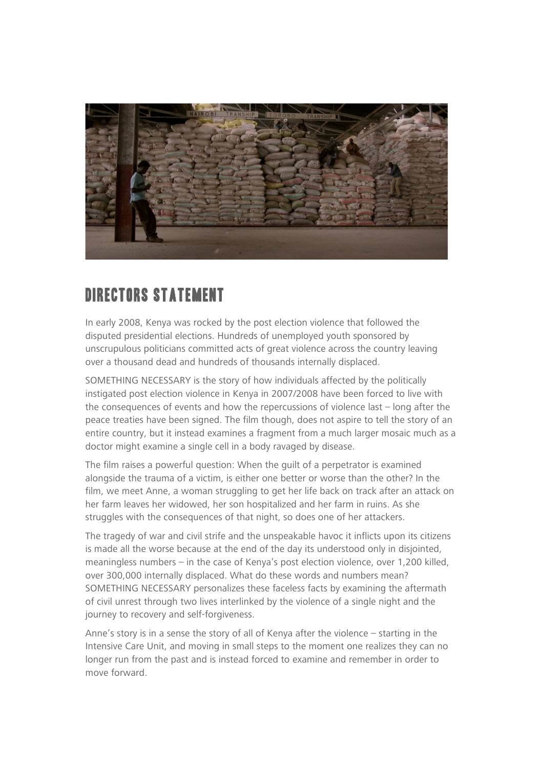# DIRECTORS STATEMENT

In early 2008, Kenya was rocked by the post election violence that followed the disputed presidential elections. Hundreds of unemployed youth sponsored by unscrupulous politicians committed acts of great violence across the country leaving over a thousand dead and hundreds of thousands internally displaced.

SOMETHING NECESSARY is the story of how individuals affected by the politically instigated post election violence in Kenya in 2007/2008 have been forced to live with the consequences of events and how the repercussions of violence last – long after the peace treaties have been signed. The film though, does not aspire to tell the story of an entire country, but it instead examines a fragment from a much larger mosaic much as a doctor might examine a single cell in a body ravaged by disease.

The film raises a powerful question: When the guilt of a perpetrator is examined alongside the trauma of a victim, is either one better or worse than the other? In the film, we meet Anne, a woman struggling to get her life back on track after an attack on her farm leaves her widowed, her son hospitalized and her farm in ruins. As she struggles with the consequences of that night, so does one of her attackers.

The tragedy of war and civil strife and the unspeakable havoc it inflicts upon its citizens is made all the worse because at the end of the day its understood only in disjointed, meaningless numbers – in the case of Kenya's post election violence, over 1,200 killed, over 300,000 internally displaced. What do these words and numbers mean? SOMETHING NECESSARY personalizes these faceless facts by examining the aftermath of civil unrest through two lives interlinked by the violence of a single night and the journey to recovery and self-forgiveness.

Anne's story is in a sense the story of all of Kenya after the violence – starting in the Intensive Care Unit, and moving in small steps to the moment one realizes they can no longer run from the past and is instead forced to examine and remember in order to move forward.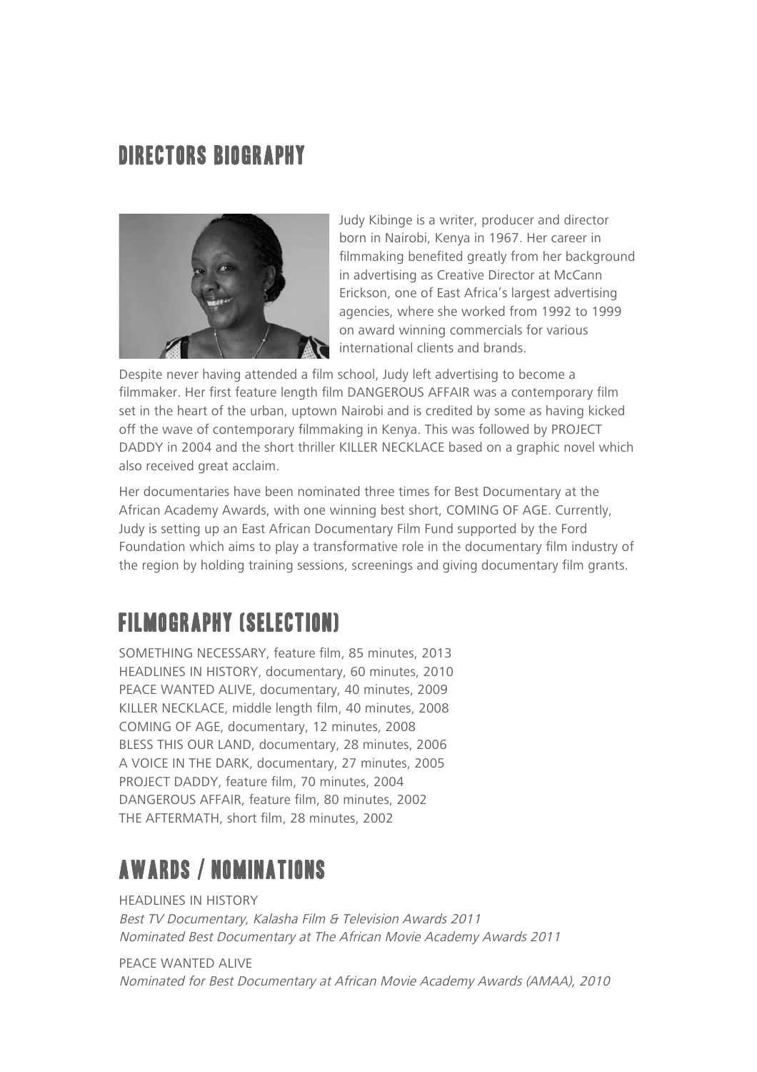## DIRECTORS BIOGRAPHY

Judy Kibinge is a writer, producer and director born in Nairobi, Kenya in 1967. Her career in filmmaking benefited greatly from her background in advertising as Creative Director at McCann Erickson, one of East Africa's largest advertising agencies, where she worked from 1992 to 1999 on award winning commercials for various international clients and brands.

Despite never having attended a film school, Judy left advertising to become a filmmaker. Her first feature length film DANGEROUS AFFAIR was a contemporary film set in the heart of the urban, uptown Nairobi and is credited by some as having kicked off the wave of contemporary filmmaking in Kenya. This was followed by PROJECT DADDY in 2004 and the short thriller KILLER NECKLACE based on a graphic novel which also received great acclaim.

Her documentaries have been nominated three times for Best Documentary at the African Academy Awards, with one winning best short, COMING OF AGE. Currently, Judy is setting up an East African Documentary Film Fund supported by the Ford Foundation which aims to play a transformative role in the documentary film industry of the region by holding training sessions, screenings and giving documentary film grants.

## FILMOGRAPHY (SELECTION)

SOMETHING NECESSARY, feature film, 85 minutes, 2013
HEADLINES IN HISTORY, documentary, 60 minutes, 2010
PEACE WANTED ALIVE, documentary, 40 minutes, 2009
KILLER NECKLACE, middle length film, 40 minutes, 2008
COMING OF AGE, documentary, 12 minutes, 2008
BLESS THIS OUR LAND, documentary, 28 minutes, 2006
A VOICE IN THE DARK, documentary, 27 minutes, 2005
PROJECT DADDY, feature film, 70 minutes, 2004
DANGEROUS AFFAIR, feature film, 80 minutes, 2002
THE AFTERMATH, short film, 28 minutes, 2002

## AWARDS / NOMINATIONS

HEADLINES IN HISTORY
*Best TV Documentary, Kalasha Film & Television Awards 2011*
*Nominated Best Documentary at The African Movie Academy Awards 2011*

PEACE WANTED ALIVE
*Nominated for Best Documentary at African Movie Academy Awards (AMAA), 2010*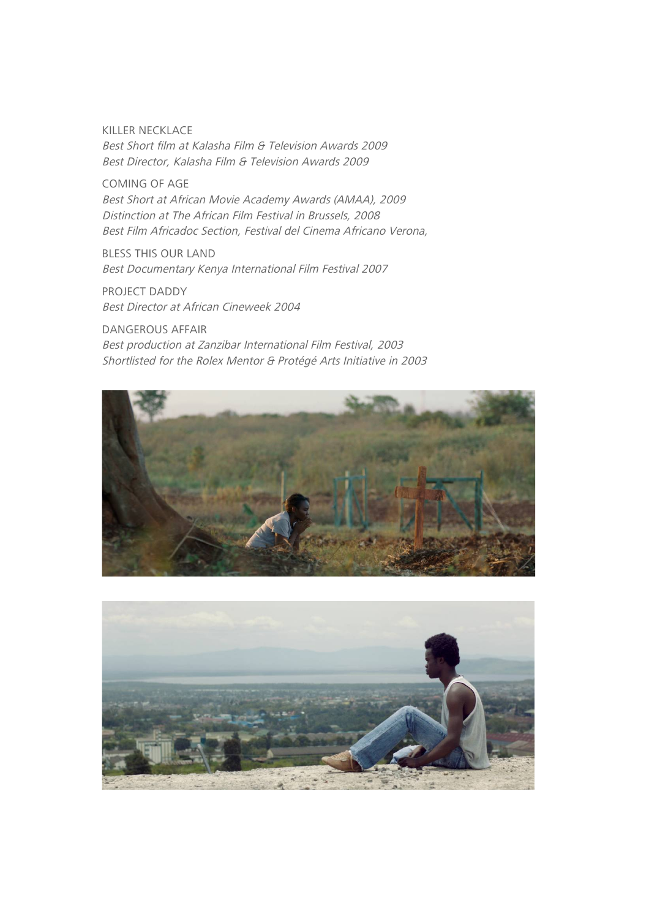KILLER NECKLACE
*Best Short film at Kalasha Film & Television Awards 2009*
*Best Director, Kalasha Film & Television Awards 2009*

COMING OF AGE
*Best Short at African Movie Academy Awards (AMAA), 2009*
*Distinction at The African Film Festival in Brussels, 2008*
*Best Film Africadoc Section, Festival del Cinema Africano Verona,*

BLESS THIS OUR LAND
*Best Documentary Kenya International Film Festival 2007*

PROJECT DADDY
*Best Director at African Cineweek 2004*

DANGEROUS AFFAIR
*Best production at Zanzibar International Film Festival, 2003*
*Shortlisted for the Rolex Mentor & Protégé Arts Initiative in 2003*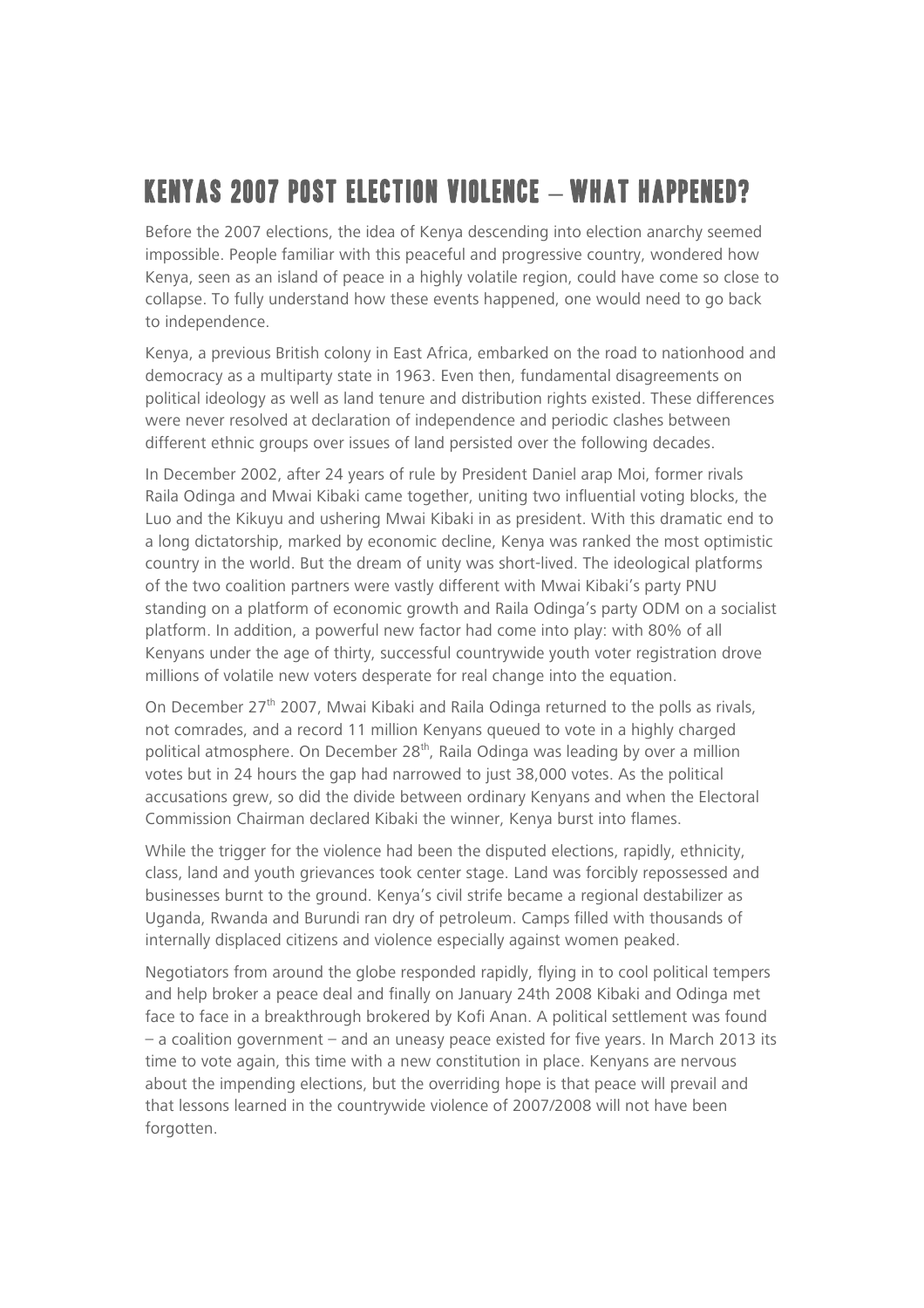# KENYAS 2007 POST ELECTION VIOLENCE – WHAT HAPPENED?

Before the 2007 elections, the idea of Kenya descending into election anarchy seemed impossible. People familiar with this peaceful and progressive country, wondered how Kenya, seen as an island of peace in a highly volatile region, could have come so close to collapse. To fully understand how these events happened, one would need to go back to independence.

Kenya, a previous British colony in East Africa, embarked on the road to nationhood and democracy as a multiparty state in 1963. Even then, fundamental disagreements on political ideology as well as land tenure and distribution rights existed. These differences were never resolved at declaration of independence and periodic clashes between different ethnic groups over issues of land persisted over the following decades.

In December 2002, after 24 years of rule by President Daniel arap Moi, former rivals Raila Odinga and Mwai Kibaki came together, uniting two influential voting blocks, the Luo and the Kikuyu and ushering Mwai Kibaki in as president. With this dramatic end to a long dictatorship, marked by economic decline, Kenya was ranked the most optimistic country in the world. But the dream of unity was short-lived. The ideological platforms of the two coalition partners were vastly different with Mwai Kibaki's party PNU standing on a platform of economic growth and Raila Odinga's party ODM on a socialist platform. In addition, a powerful new factor had come into play: with 80% of all Kenyans under the age of thirty, successful countrywide youth voter registration drove millions of volatile new voters desperate for real change into the equation.

On December 27th 2007, Mwai Kibaki and Raila Odinga returned to the polls as rivals, not comrades, and a record 11 million Kenyans queued to vote in a highly charged political atmosphere. On December 28th, Raila Odinga was leading by over a million votes but in 24 hours the gap had narrowed to just 38,000 votes. As the political accusations grew, so did the divide between ordinary Kenyans and when the Electoral Commission Chairman declared Kibaki the winner, Kenya burst into flames.

While the trigger for the violence had been the disputed elections, rapidly, ethnicity, class, land and youth grievances took center stage. Land was forcibly repossessed and businesses burnt to the ground. Kenya's civil strife became a regional destabilizer as Uganda, Rwanda and Burundi ran dry of petroleum. Camps filled with thousands of internally displaced citizens and violence especially against women peaked.

Negotiators from around the globe responded rapidly, flying in to cool political tempers and help broker a peace deal and finally on January 24th 2008 Kibaki and Odinga met face to face in a breakthrough brokered by Kofi Anan. A political settlement was found – a coalition government – and an uneasy peace existed for five years. In March 2013 its time to vote again, this time with a new constitution in place. Kenyans are nervous about the impending elections, but the overriding hope is that peace will prevail and that lessons learned in the countrywide violence of 2007/2008 will not have been forgotten.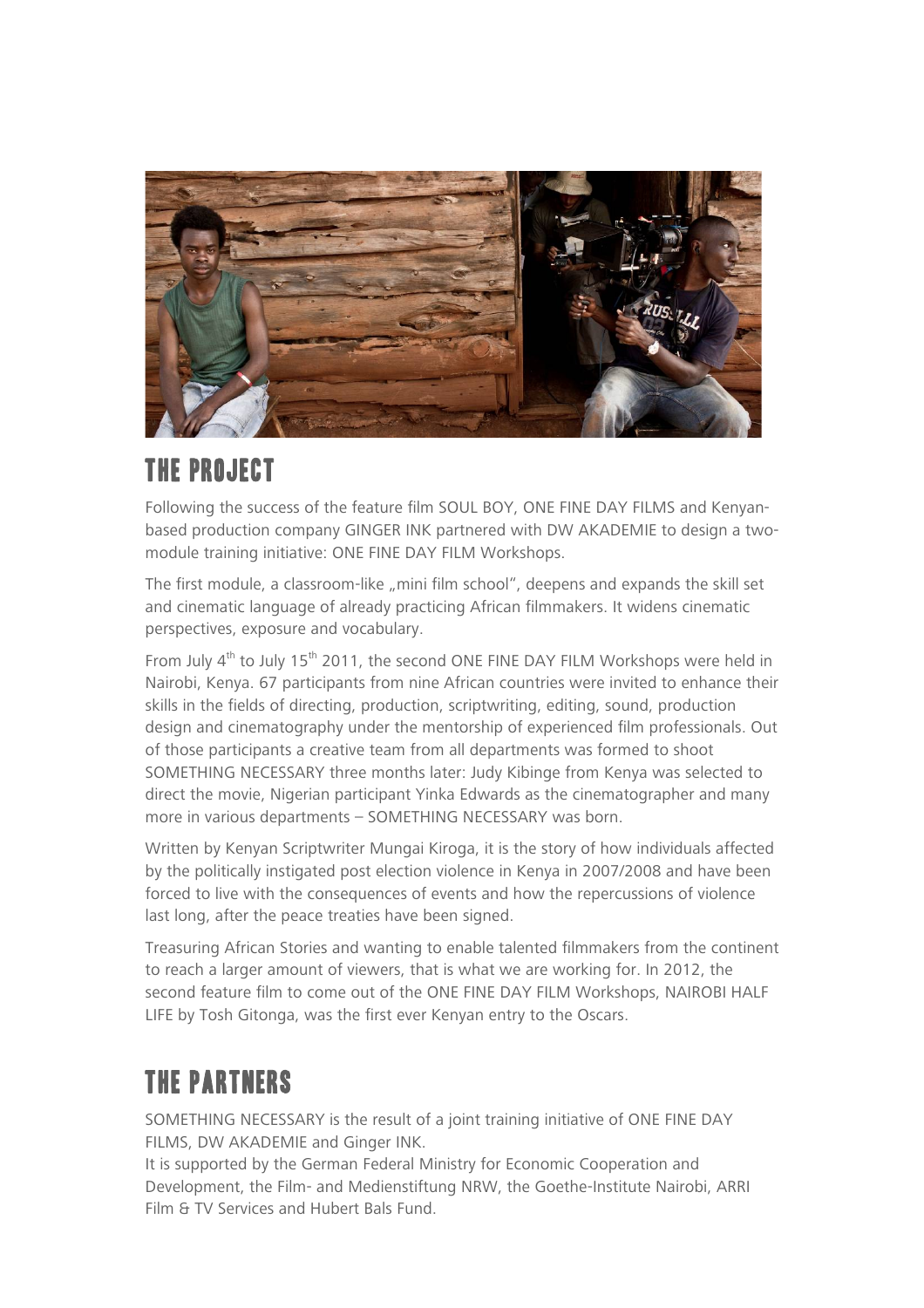## THE PROJECT

Following the success of the feature film SOUL BOY, ONE FINE DAY FILMS and Kenyan-based production company GINGER INK partnered with DW AKADEMIE to design a two-module training initiative: ONE FINE DAY FILM Workshops.

The first module, a classroom-like „mini film school", deepens and expands the skill set and cinematic language of already practicing African filmmakers. It widens cinematic perspectives, exposure and vocabulary.

From July 4th to July 15th 2011, the second ONE FINE DAY FILM Workshops were held in Nairobi, Kenya. 67 participants from nine African countries were invited to enhance their skills in the fields of directing, production, scriptwriting, editing, sound, production design and cinematography under the mentorship of experienced film professionals. Out of those participants a creative team from all departments was formed to shoot SOMETHING NECESSARY three months later: Judy Kibinge from Kenya was selected to direct the movie, Nigerian participant Yinka Edwards as the cinematographer and many more in various departments – SOMETHING NECESSARY was born.

Written by Kenyan Scriptwriter Mungai Kiroga, it is the story of how individuals affected by the politically instigated post election violence in Kenya in 2007/2008 and have been forced to live with the consequences of events and how the repercussions of violence last long, after the peace treaties have been signed.

Treasuring African Stories and wanting to enable talented filmmakers from the continent to reach a larger amount of viewers, that is what we are working for. In 2012, the second feature film to come out of the ONE FINE DAY FILM Workshops, NAIROBI HALF LIFE by Tosh Gitonga, was the first ever Kenyan entry to the Oscars.

## THE PARTNERS

SOMETHING NECESSARY is the result of a joint training initiative of ONE FINE DAY FILMS, DW AKADEMIE and Ginger INK.
It is supported by the German Federal Ministry for Economic Cooperation and Development, the Film- and Medienstiftung NRW, the Goethe-Institute Nairobi, ARRI Film & TV Services and Hubert Bals Fund.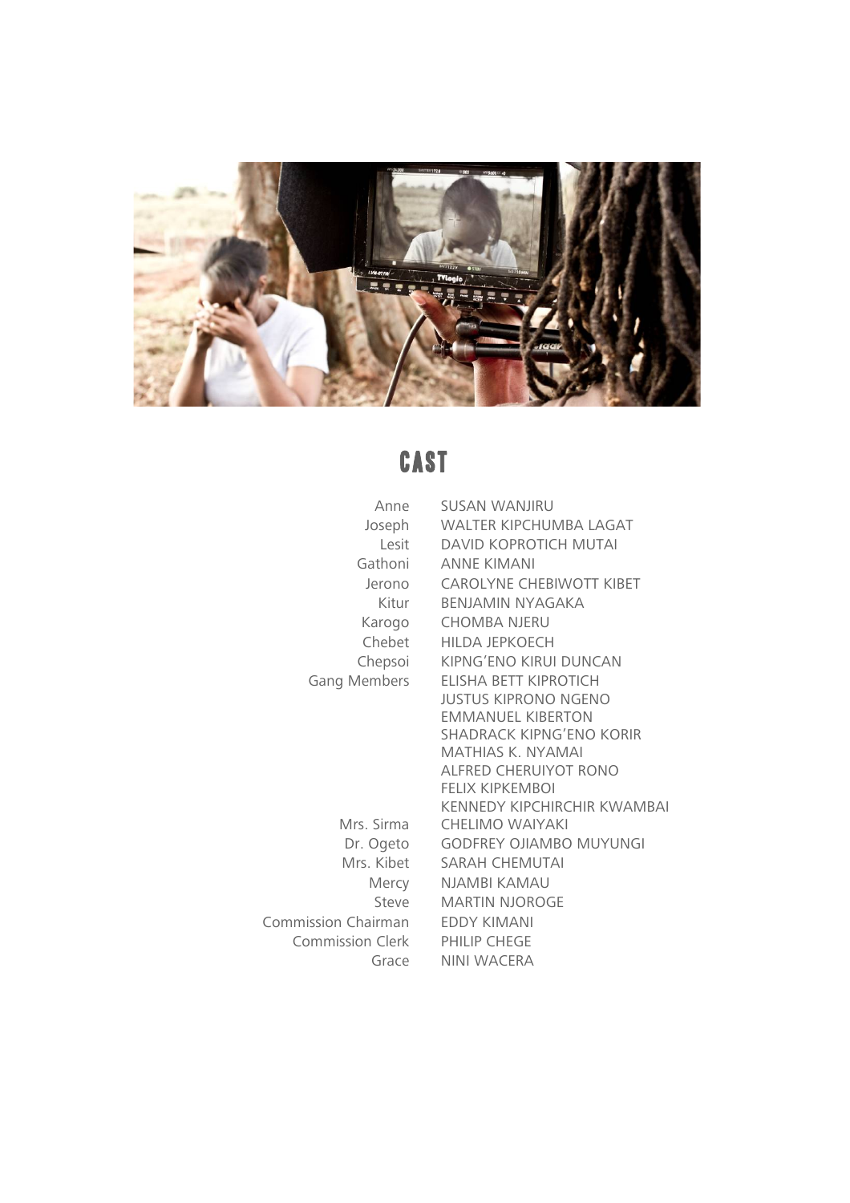# CAST

| Role | Actor |
| --- | --- |
| Anne | SUSAN WANJIRU |
| Joseph | WALTER KIPCHUMBA LAGAT |
| Lesit | DAVID KOPROTICH MUTAI |
| Gathoni | ANNE KIMANI |
| Jerono | CAROLYNE CHEBIWOTT KIBET |
| Kitur | BENJAMIN NYAGAKA |
| Karogo | CHOMBA NJERU |
| Chebet | HILDA JEPKOECH |
| Chepsoi | KIPNG'ENO KIRUI DUNCAN |
| Gang Members | ELISHA BETT KIPROTICH |
| | JUSTUS KIPRONO NGENO |
| | EMMANUEL KIBERTON |
| | SHADRACK KIPNG'ENO KORIR |
| | MATHIAS K. NYAMAI |
| | ALFRED CHERUIYOT RONO |
| | FELIX KIPKEMBOI |
| | KENNEDY KIPCHIRCHIR KWAMBAI |
| Mrs. Sirma | CHELIMO WAIYAKI |
| Dr. Ogeto | GODFREY OJIAMBO MUYUNGI |
| Mrs. Kibet | SARAH CHEMUTAI |
| Mercy | NJAMBI KAMAU |
| Steve | MARTIN NJOROGE |
| Commission Chairman | EDDY KIMANI |
| Commission Clerk | PHILIP CHEGE |
| Grace | NINI WACERA |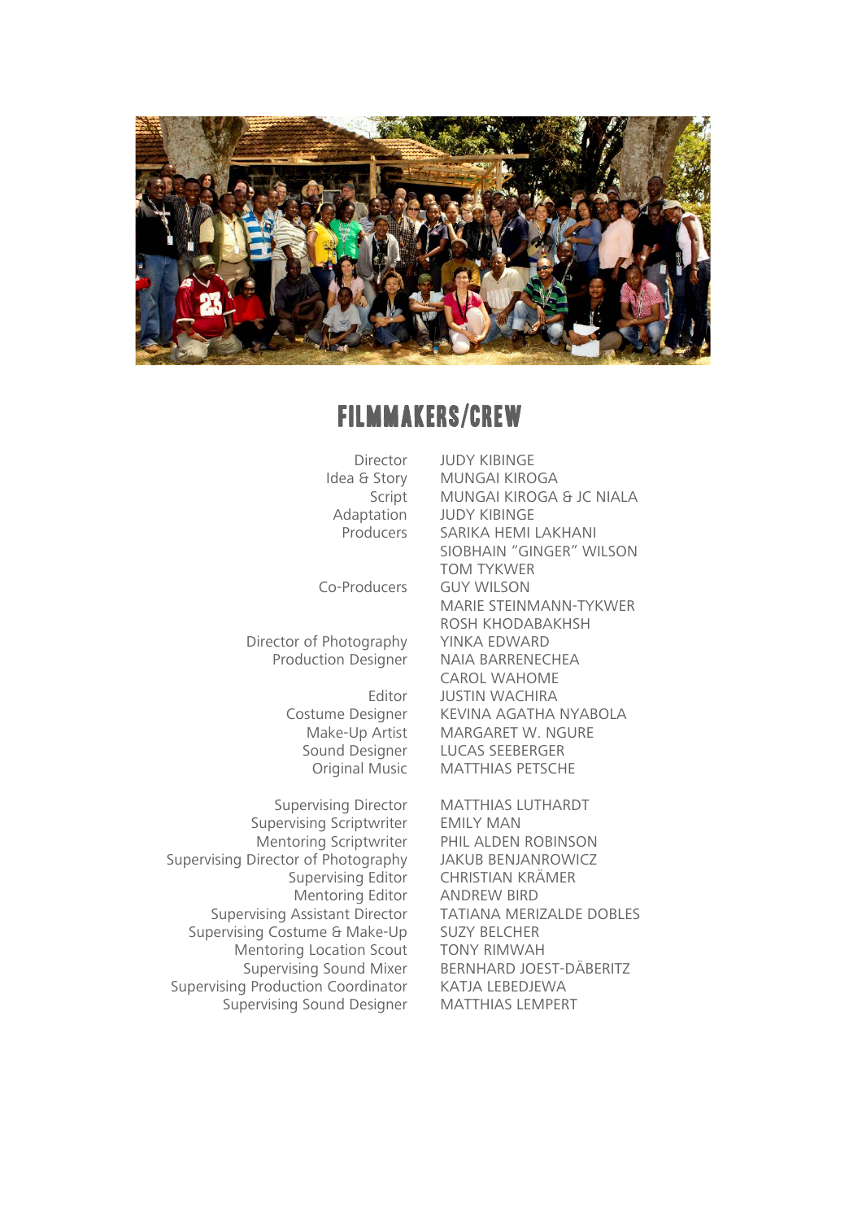# FILMMAKERS/CREW

| | |
|---|---|
| Director | JUDY KIBINGE |
| Idea & Story | MUNGAI KIROGA |
| Script | MUNGAI KIROGA & JC NIALA |
| Adaptation | JUDY KIBINGE |
| Producers | SARIKA HEMI LAKHANI |
| | SIOBHAIN "GINGER" WILSON |
| | TOM TYKWER |
| Co-Producers | GUY WILSON |
| | MARIE STEINMANN-TYKWER |
| | ROSH KHODABAKHSH |
| Director of Photography | YINKA EDWARD |
| Production Designer | NAIA BARRENECHEA |
| | CAROL WAHOME |
| Editor | JUSTIN WACHIRA |
| Costume Designer | KEVINA AGATHA NYABOLA |
| Make-Up Artist | MARGARET W. NGURE |
| Sound Designer | LUCAS SEEBERGER |
| Original Music | MATTHIAS PETSCHE |
| Supervising Director | MATTHIAS LUTHARDT |
| Supervising Scriptwriter | EMILY MAN |
| Mentoring Scriptwriter | PHIL ALDEN ROBINSON |
| Supervising Director of Photography | JAKUB BENJANROWICZ |
| Supervising Editor | CHRISTIAN KRÄMER |
| Mentoring Editor | ANDREW BIRD |
| Supervising Assistant Director | TATIANA MERIZALDE DOBLES |
| Supervising Costume & Make-Up | SUZY BELCHER |
| Mentoring Location Scout | TONY RIMWAH |
| Supervising Sound Mixer | BERNHARD JOEST-DÄBERITZ |
| Supervising Production Coordinator | KATJA LEBEDJEWA |
| Supervising Sound Designer | MATTHIAS LEMPERT |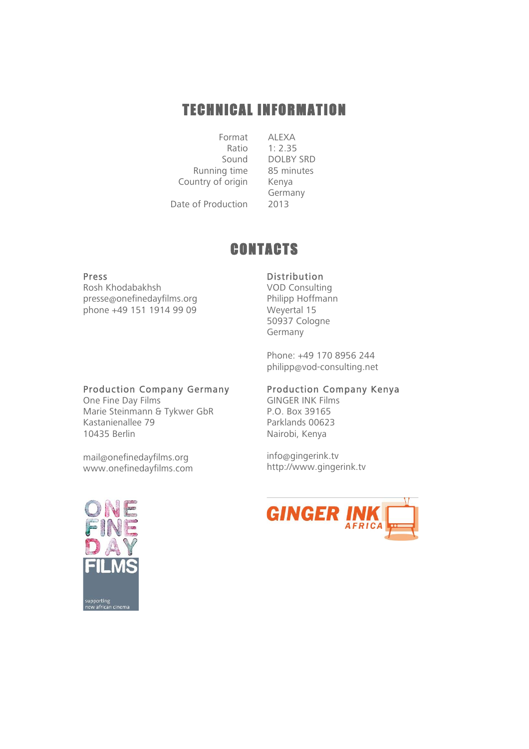# TECHNICAL INFORMATION

| | |
|---|---|
| Format | ALEXA |
| Ratio | 1: 2.35 |
| Sound | DOLBY SRD |
| Running time | 85 minutes |
| Country of origin | Kenya<br>Germany |
| Date of Production | 2013 |

# CONTACTS

**Press**
Rosh Khodabakhsh
presse@onefinedayfilms.org
phone +49 151 1914 99 09

**Distribution**
VOD Consulting
Philipp Hoffmann
Weyertal 15
50937 Cologne
Germany

Phone: +49 170 8956 244
philipp@vod-consulting.net

**Production Company Germany**
One Fine Day Films
Marie Steinmann & Tykwer GbR
Kastanienallee 79
10435 Berlin

mail@onefinedayfilms.org
www.onefinedayfilms.com

**Production Company Kenya**
GINGER INK Films
P.O. Box 39165
Parklands 00623
Nairobi, Kenya

info@gingerink.tv
http://www.gingerink.tv

ONE FINE DAY FILMS
supporting new african cinema

GINGER INK AFRICA